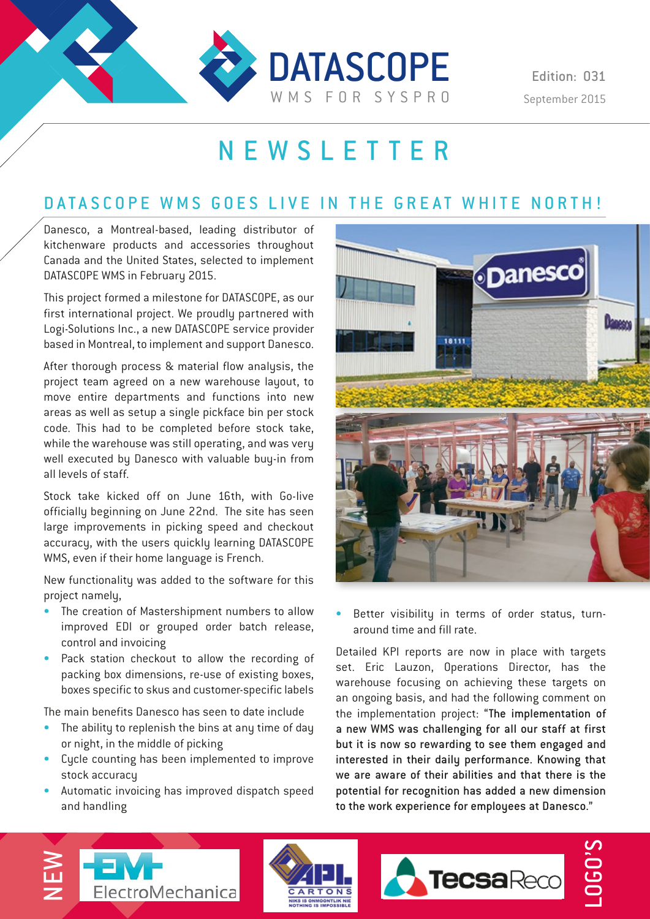# DATASCOPE

WMS FOR SYSPRO

Edition: 031
September 2015

# NEWSLETTER

## DATASCOPE WMS GOES LIVE IN THE GREAT WHITE NORTH!

Danesco, a Montreal-based, leading distributor of kitchenware products and accessories throughout Canada and the United States, selected to implement DATASCOPE WMS in February 2015.

This project formed a milestone for DATASCOPE, as our first international project. We proudly partnered with Logi-Solutions Inc., a new DATASCOPE service provider based in Montreal, to implement and support Danesco.

After thorough process & material flow analysis, the project team agreed on a new warehouse layout, to move entire departments and functions into new areas as well as setup a single pickface bin per stock code. This had to be completed before stock take, while the warehouse was still operating, and was very well executed by Danesco with valuable buy-in from all levels of staff.

Stock take kicked off on June 16th, with Go-live officially beginning on June 22nd. The site has seen large improvements in picking speed and checkout accuracy, with the users quickly learning DATASCOPE WMS, even if their home language is French.

New functionality was added to the software for this project namely,

- The creation of Mastershipment numbers to allow improved EDI or grouped order batch release, control and invoicing
- Pack station checkout to allow the recording of packing box dimensions, re-use of existing boxes, boxes specific to skus and customer-specific labels

The main benefits Danesco has seen to date include

- The ability to replenish the bins at any time of day or night, in the middle of picking
- Cycle counting has been implemented to improve stock accuracy
- Automatic invoicing has improved dispatch speed and handling
- Better visibility in terms of order status, turn-around time and fill rate.

Detailed KPI reports are now in place with targets set. Eric Lauzon, Operations Director, has the warehouse focusing on achieving these targets on an ongoing basis, and had the following comment on the implementation project: **"The implementation of a new WMS was challenging for all our staff at first but it is now so rewarding to see them engaged and interested in their daily performance. Knowing that we are aware of their abilities and that there is the potential for recognition has added a new dimension to the work experience for employees at Danesco."**

NEW LOGO'S

ElectroMechanica

APL CARTONS — NIKS IS ONMOONTLIK NIE / NOTHING IS IMPOSSIBLE

TecsaReco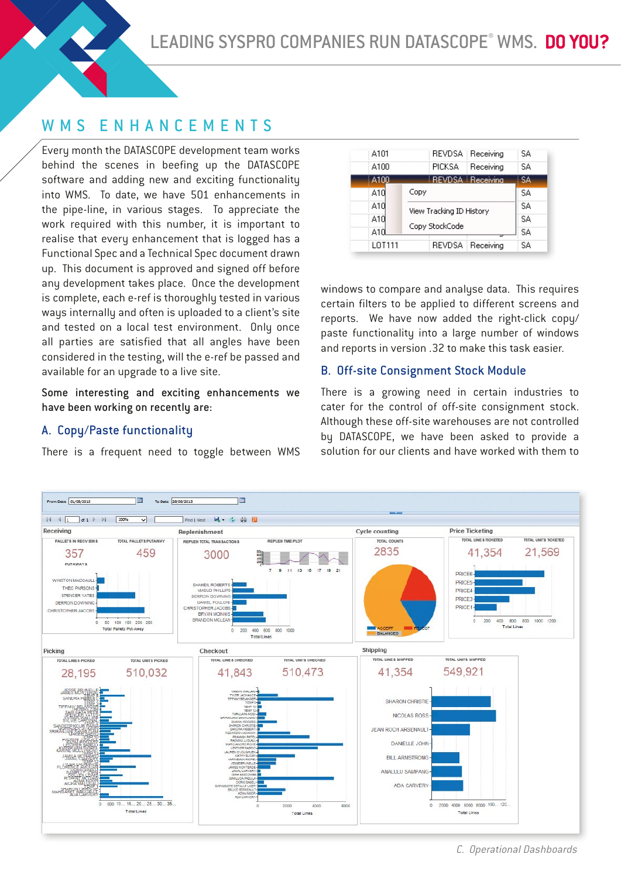LEADING SYSPRO COMPANIES RUN DATASCOPE® WMS. **DO YOU?**

# WMS ENHANCEMENTS

Every month the DATASCOPE development team works behind the scenes in beefing up the DATASCOPE software and adding new and exciting functionality into WMS. To date, we have 501 enhancements in the pipe-line, in various stages. To appreciate the work required with this number, it is important to realise that every enhancement that is logged has a Functional Spec and a Technical Spec document drawn up. This document is approved and signed off before any development takes place. Once the development is complete, each e-ref is thoroughly tested in various ways internally and often is uploaded to a client's site and tested on a local test environment. Only once all parties are satisfied that all angles have been considered in the testing, will the e-ref be passed and available for an upgrade to a live site.

Some interesting and exciting enhancements we have been working on recently are:

## A. Copy/Paste functionality

There is a frequent need to toggle between WMS windows to compare and analyse data. This requires certain filters to be applied to different screens and reports. We have now added the right-click copy/paste functionality into a large number of windows and reports in version .32 to make this task easier.

## B. Off-site Consignment Stock Module

There is a growing need in certain industries to cater for the control of off-site consignment stock. Although these off-site warehouses are not controlled by DATASCOPE, we have been asked to provide a solution for our clients and have worked with them to

*C. Operational Dashboards*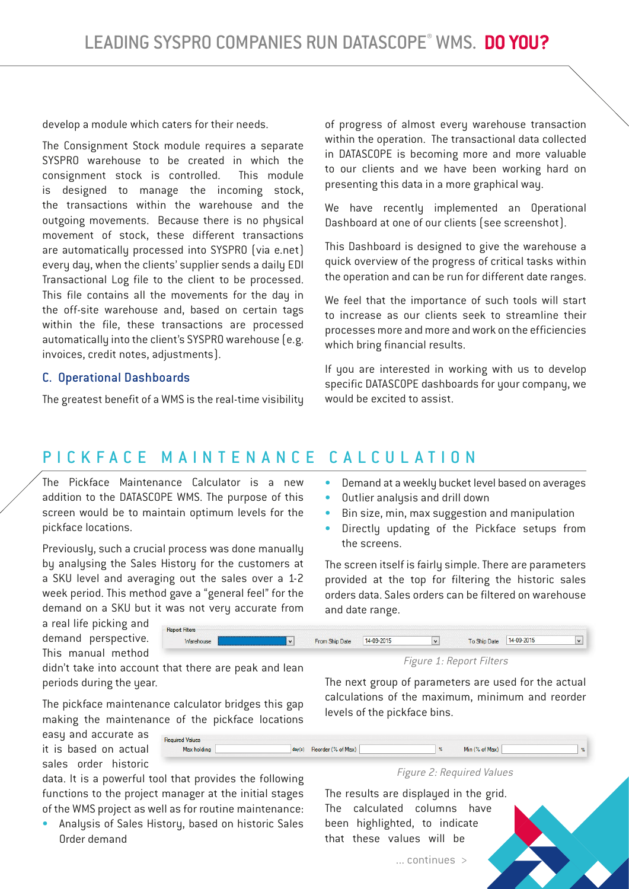develop a module which caters for their needs.

The Consignment Stock module requires a separate SYSPRO warehouse to be created in which the consignment stock is controlled. This module is designed to manage the incoming stock, the transactions within the warehouse and the outgoing movements. Because there is no physical movement of stock, these different transactions are automatically processed into SYSPRO (via e.net) every day, when the clients' supplier sends a daily EDI Transactional Log file to the client to be processed. This file contains all the movements for the day in the off-site warehouse and, based on certain tags within the file, these transactions are processed automatically into the client's SYSPRO warehouse (e.g. invoices, credit notes, adjustments).

### C. Operational Dashboards

The greatest benefit of a WMS is the real-time visibility of progress of almost every warehouse transaction within the operation. The transactional data collected in DATASCOPE is becoming more and more valuable to our clients and we have been working hard on presenting this data in a more graphical way.

We have recently implemented an Operational Dashboard at one of our clients (see screenshot).

This Dashboard is designed to give the warehouse a quick overview of the progress of critical tasks within the operation and can be run for different date ranges.

We feel that the importance of such tools will start to increase as our clients seek to streamline their processes more and more and work on the efficiencies which bring financial results.

If you are interested in working with us to develop specific DATASCOPE dashboards for your company, we would be excited to assist.

## PICKFACE MAINTENANCE CALCULATION

The Pickface Maintenance Calculator is a new addition to the DATASCOPE WMS. The purpose of this screen would be to maintain optimum levels for the pickface locations.

Previously, such a crucial process was done manually by analysing the Sales History for the customers at a SKU level and averaging out the sales over a 1-2 week period. This method gave a "general feel" for the demand on a SKU but it was not very accurate from a real life picking and demand perspective. This manual method didn't take into account that there are peak and lean periods during the year.

The pickface maintenance calculator bridges this gap making the maintenance of the pickface locations easy and accurate as it is based on actual sales order historic data. It is a powerful tool that provides the following functions to the project manager at the initial stages of the WMS project as well as for routine maintenance:

- Analysis of Sales History, based on historic Sales Order demand
- Demand at a weekly bucket level based on averages
- Outlier analysis and drill down
- Bin size, min, max suggestion and manipulation
- Directly updating of the Pickface setups from the screens.

The screen itself is fairly simple. There are parameters provided at the top for filtering the historic sales orders data. Sales orders can be filtered on warehouse and date range.

Report Filters — Warehouse | From Ship Date 14-09-2015 | To Ship Date 14-09-2015

*Figure 1: Report Filters*

The next group of parameters are used for the actual calculations of the maximum, minimum and reorder levels of the pickface bins.

Required Values — Max holding day(s) | Reorder (% of Max) % | Min (% of Max) %

*Figure 2: Required Values*

The results are displayed in the grid. The calculated columns have been highlighted, to indicate that these values will be

... continues >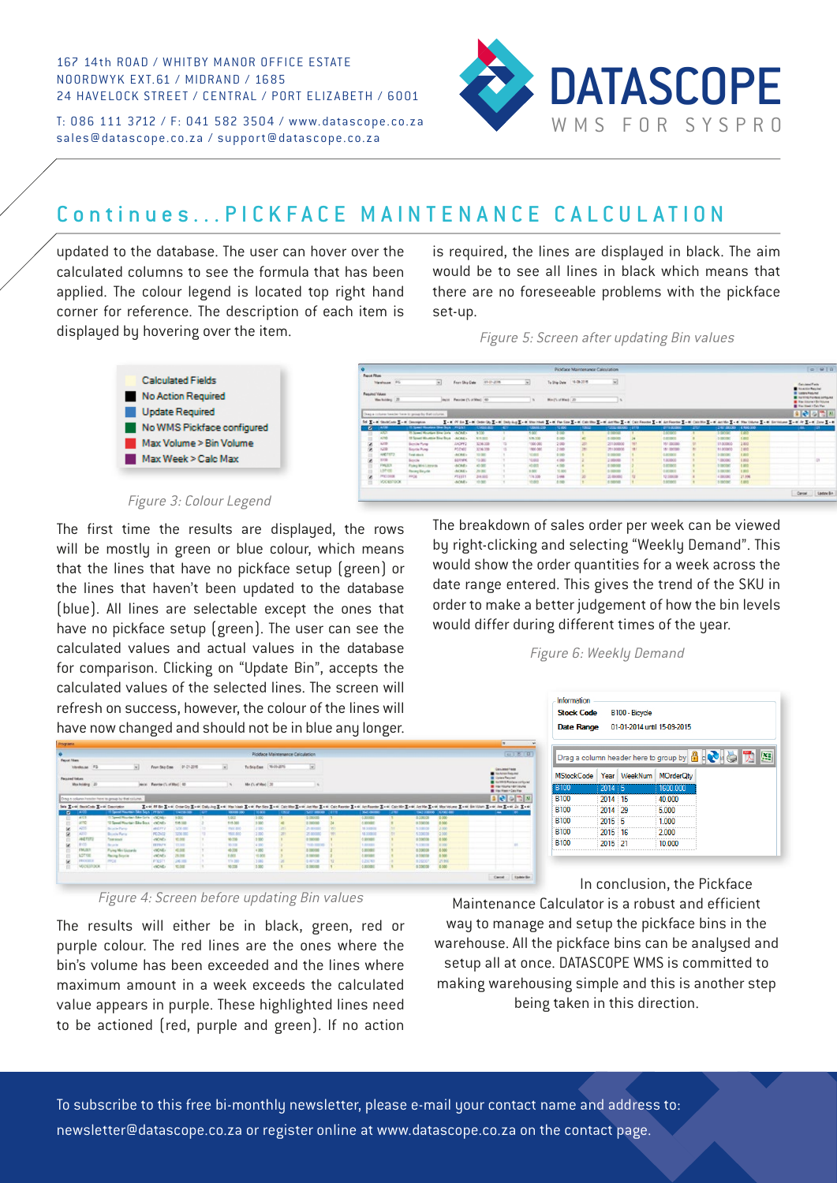167 14th ROAD / WHITBY MANOR OFFICE ESTATE
NOORDWYK EXT.61 / MIDRAND / 1685
24 HAVELOCK STREET / CENTRAL / PORT ELIZABETH / 6001

T: 086 111 3712 / F: 041 582 3504 / www.datascope.co.za
sales@datascope.co.za / support@datascope.co.za

DATASCOPE
WMS FOR SYSPRO

# Continues...PICKFACE MAINTENANCE CALCULATION

updated to the database. The user can hover over the calculated columns to see the formula that has been applied. The colour legend is located top right hand corner for reference. The description of each item is displayed by hovering over the item.

Calculated Fields
No Action Required
Update Required
No WMS Pickface configured
Max Volume > Bin Volume
Max Week > Calc Max

Figure 3: Colour Legend

The first time the results are displayed, the rows will be mostly in green or blue colour, which means that the lines that have no pickface setup (green) or the lines that haven't been updated to the database (blue). All lines are selectable except the ones that have no pickface setup (green). The user can see the calculated values and actual values in the database for comparison. Clicking on "Update Bin", accepts the calculated values of the selected lines. The screen will refresh on success, however, the colour of the lines will have now changed and should not be in blue any longer.

Figure 4: Screen before updating Bin values

The results will either be in black, green, red or purple colour. The red lines are the ones where the bin's volume has been exceeded and the lines where maximum amount in a week exceeds the calculated value appears in purple. These highlighted lines need to be actioned (red, purple and green). If no action is required, the lines are displayed in black. The aim would be to see all lines in black which means that there are no foreseeable problems with the pickface set-up.

Figure 5: Screen after updating Bin values

The breakdown of sales order per week can be viewed by right-clicking and selecting "Weekly Demand". This would show the order quantities for a week across the date range entered. This gives the trend of the SKU in order to make a better judgement of how the bin levels would differ during different times of the year.

Figure 6: Weekly Demand

Information

**Stock Code** B100 - Bicycle

**Date Range** 01-01-2014 until 15-09-2015

Drag a column header here to group by that column

| MStockCode | Year | WeekNum | MOrderQty |
|---|---|---|---|
| B100 | 2014 | 5 | 1600.000 |
| B100 | 2014 | 15 | 40.000 |
| B100 | 2014 | 29 | 5.000 |
| B100 | 2015 | 5 | 1.000 |
| B100 | 2015 | 16 | 2.000 |
| B100 | 2015 | 21 | 10.000 |

In conclusion, the Pickface Maintenance Calculator is a robust and efficient way to manage and setup the pickface bins in the warehouse. All the pickface bins can be analysed and setup all at once. DATASCOPE WMS is committed to making warehousing simple and this is another step being taken in this direction.

To subscribe to this free bi-monthly newsletter, please e-mail your contact name and address to: newsletter@datascope.co.za or register online at www.datascope.co.za on the contact page.